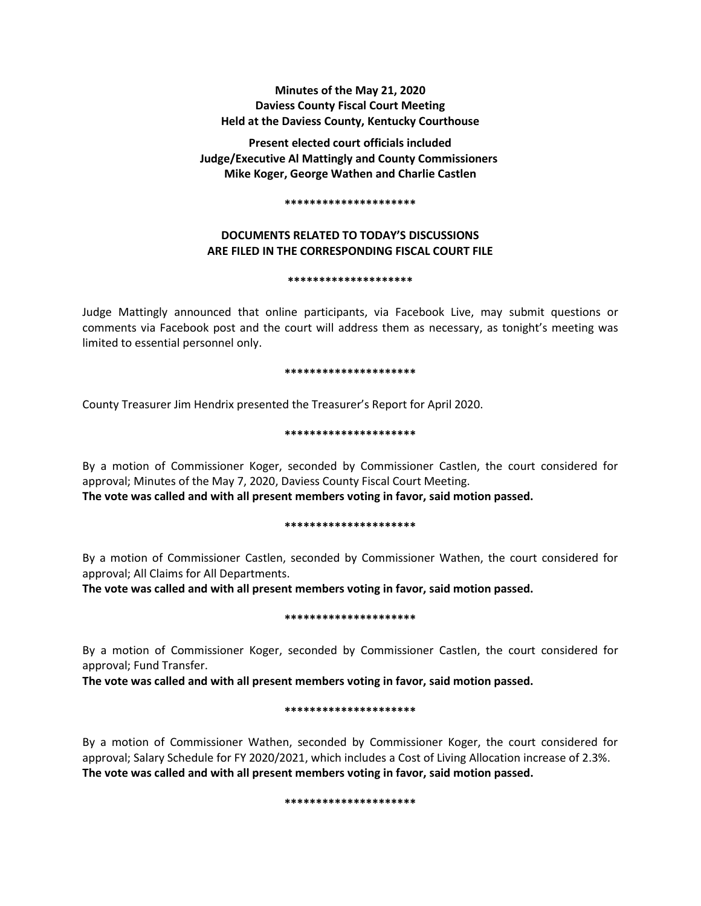**Minutes of the May 21, 2020**
**Daviess County Fiscal Court Meeting**
**Held at the Daviess County, Kentucky Courthouse**

**Present elected court officials included**
**Judge/Executive Al Mattingly and County Commissioners**
**Mike Koger, George Wathen and Charlie Castlen**

*********************

**DOCUMENTS RELATED TO TODAY'S DISCUSSIONS**
**ARE FILED IN THE CORRESPONDING FISCAL COURT FILE**

********************

Judge Mattingly announced that online participants, via Facebook Live, may submit questions or comments via Facebook post and the court will address them as necessary, as tonight's meeting was limited to essential personnel only.

*********************

County Treasurer Jim Hendrix presented the Treasurer's Report for April 2020.

*********************

By a motion of Commissioner Koger, seconded by Commissioner Castlen, the court considered for approval; Minutes of the May 7, 2020, Daviess County Fiscal Court Meeting.
**The vote was called and with all present members voting in favor, said motion passed.**

*********************

By a motion of Commissioner Castlen, seconded by Commissioner Wathen, the court considered for approval; All Claims for All Departments.
**The vote was called and with all present members voting in favor, said motion passed.**

*********************

By a motion of Commissioner Koger, seconded by Commissioner Castlen, the court considered for approval; Fund Transfer.
**The vote was called and with all present members voting in favor, said motion passed.**

*********************

By a motion of Commissioner Wathen, seconded by Commissioner Koger, the court considered for approval; Salary Schedule for FY 2020/2021, which includes a Cost of Living Allocation increase of 2.3%.
**The vote was called and with all present members voting in favor, said motion passed.**

*********************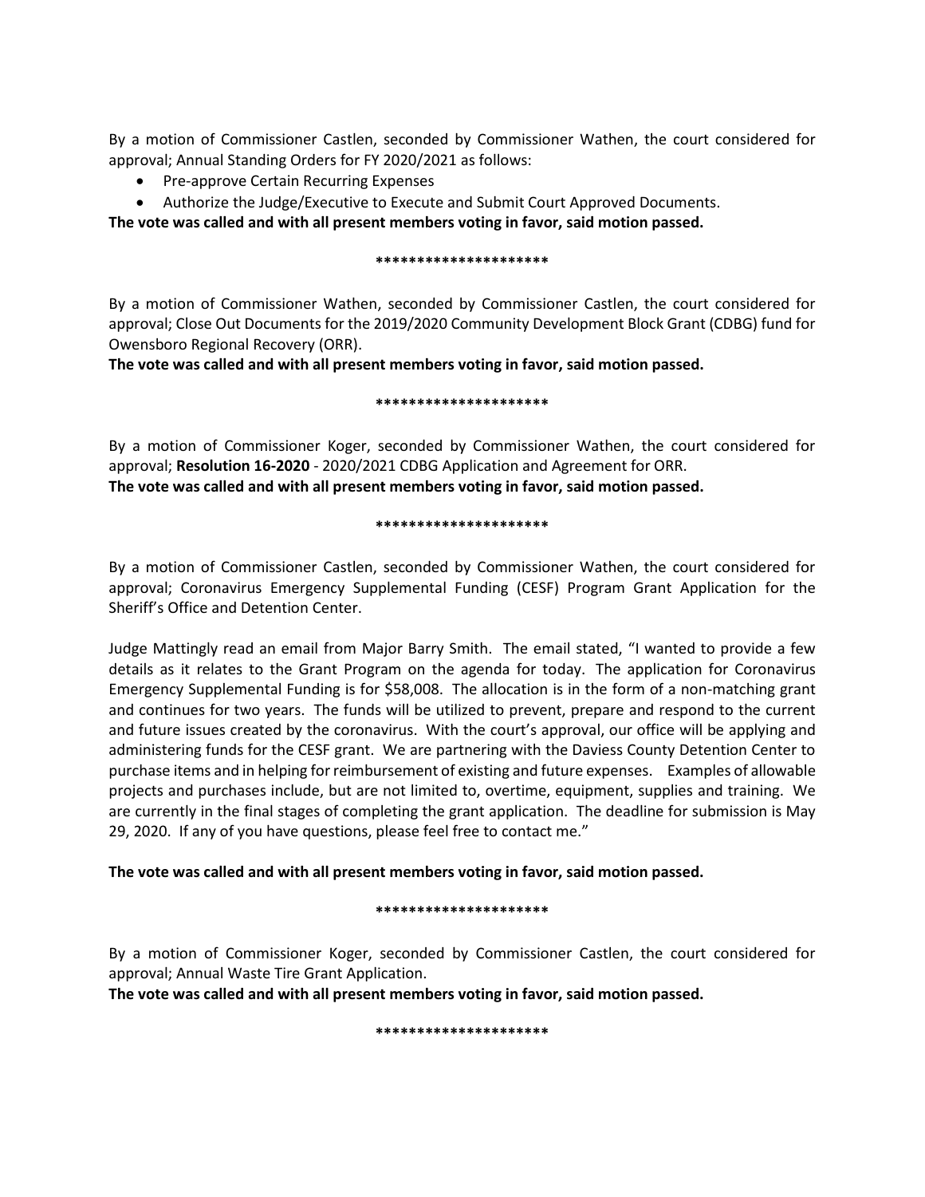By a motion of Commissioner Castlen, seconded by Commissioner Wathen, the court considered for approval; Annual Standing Orders for FY 2020/2021 as follows:

- Pre-approve Certain Recurring Expenses
- Authorize the Judge/Executive to Execute and Submit Court Approved Documents.

**The vote was called and with all present members voting in favor, said motion passed.**

**********************

By a motion of Commissioner Wathen, seconded by Commissioner Castlen, the court considered for approval; Close Out Documents for the 2019/2020 Community Development Block Grant (CDBG) fund for Owensboro Regional Recovery (ORR).

**The vote was called and with all present members voting in favor, said motion passed.**

**********************

By a motion of Commissioner Koger, seconded by Commissioner Wathen, the court considered for approval; **Resolution 16-2020** - 2020/2021 CDBG Application and Agreement for ORR.

**The vote was called and with all present members voting in favor, said motion passed.**

**********************

By a motion of Commissioner Castlen, seconded by Commissioner Wathen, the court considered for approval; Coronavirus Emergency Supplemental Funding (CESF) Program Grant Application for the Sheriff's Office and Detention Center.

Judge Mattingly read an email from Major Barry Smith. The email stated, "I wanted to provide a few details as it relates to the Grant Program on the agenda for today. The application for Coronavirus Emergency Supplemental Funding is for $58,008. The allocation is in the form of a non-matching grant and continues for two years. The funds will be utilized to prevent, prepare and respond to the current and future issues created by the coronavirus. With the court's approval, our office will be applying and administering funds for the CESF grant. We are partnering with the Daviess County Detention Center to purchase items and in helping for reimbursement of existing and future expenses. Examples of allowable projects and purchases include, but are not limited to, overtime, equipment, supplies and training. We are currently in the final stages of completing the grant application. The deadline for submission is May 29, 2020. If any of you have questions, please feel free to contact me."

**The vote was called and with all present members voting in favor, said motion passed.**

**********************

By a motion of Commissioner Koger, seconded by Commissioner Castlen, the court considered for approval; Annual Waste Tire Grant Application.

**The vote was called and with all present members voting in favor, said motion passed.**

**********************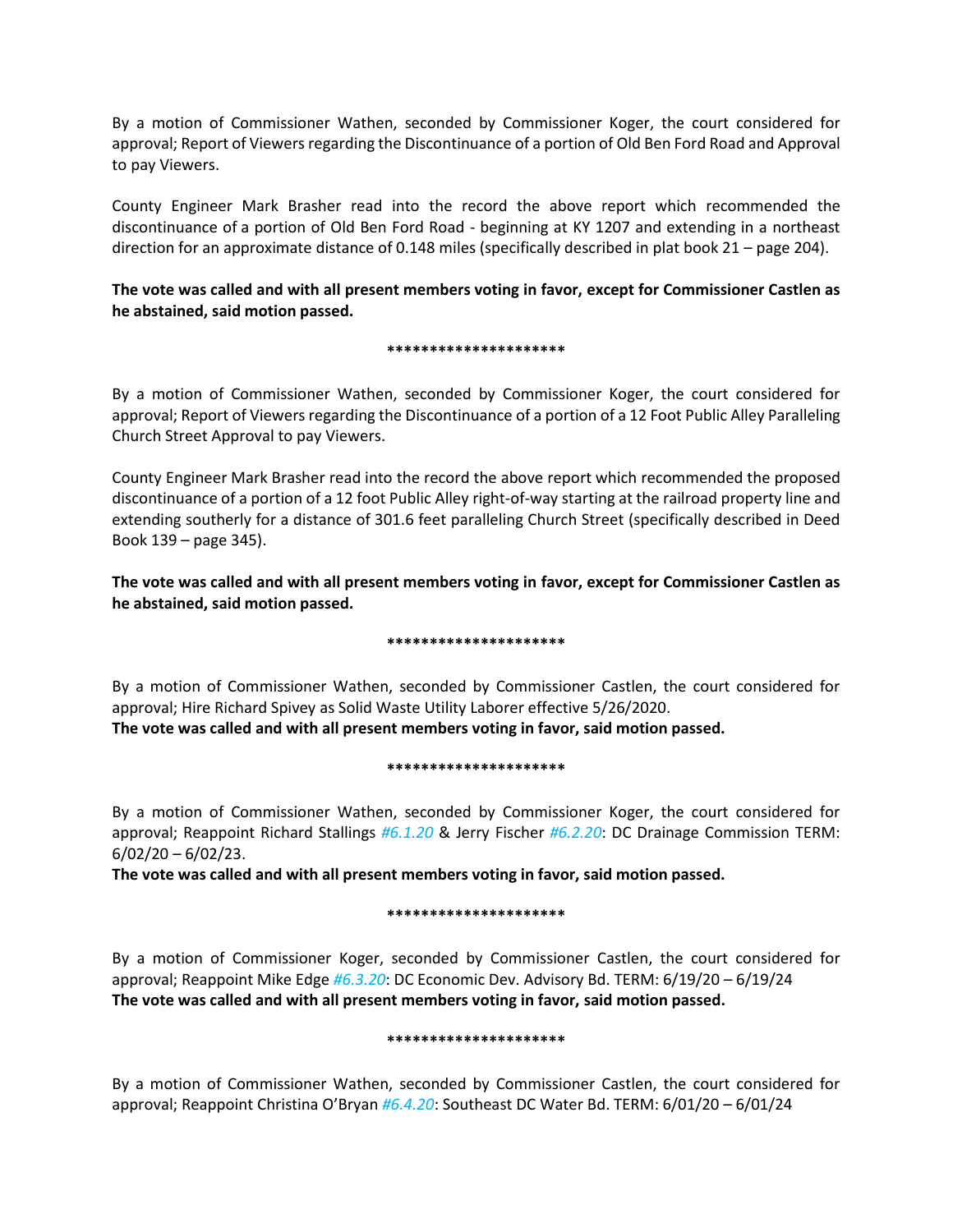By a motion of Commissioner Wathen, seconded by Commissioner Koger, the court considered for approval; Report of Viewers regarding the Discontinuance of a portion of Old Ben Ford Road and Approval to pay Viewers.

County Engineer Mark Brasher read into the record the above report which recommended the discontinuance of a portion of Old Ben Ford Road - beginning at KY 1207 and extending in a northeast direction for an approximate distance of 0.148 miles (specifically described in plat book 21 – page 204).

**The vote was called and with all present members voting in favor, except for Commissioner Castlen as he abstained, said motion passed.**

*********************

By a motion of Commissioner Wathen, seconded by Commissioner Koger, the court considered for approval; Report of Viewers regarding the Discontinuance of a portion of a 12 Foot Public Alley Paralleling Church Street Approval to pay Viewers.

County Engineer Mark Brasher read into the record the above report which recommended the proposed discontinuance of a portion of a 12 foot Public Alley right-of-way starting at the railroad property line and extending southerly for a distance of 301.6 feet paralleling Church Street (specifically described in Deed Book 139 – page 345).

**The vote was called and with all present members voting in favor, except for Commissioner Castlen as he abstained, said motion passed.**

*********************

By a motion of Commissioner Wathen, seconded by Commissioner Castlen, the court considered for approval; Hire Richard Spivey as Solid Waste Utility Laborer effective 5/26/2020.
**The vote was called and with all present members voting in favor, said motion passed.**

*********************

By a motion of Commissioner Wathen, seconded by Commissioner Koger, the court considered for approval; Reappoint Richard Stallings *#6.1.20* & Jerry Fischer *#6.2.20*: DC Drainage Commission TERM: 6/02/20 – 6/02/23.
**The vote was called and with all present members voting in favor, said motion passed.**

*********************

By a motion of Commissioner Koger, seconded by Commissioner Castlen, the court considered for approval; Reappoint Mike Edge *#6.3.20*: DC Economic Dev. Advisory Bd. TERM: 6/19/20 – 6/19/24
**The vote was called and with all present members voting in favor, said motion passed.**

*********************

By a motion of Commissioner Wathen, seconded by Commissioner Castlen, the court considered for approval; Reappoint Christina O'Bryan *#6.4.20*: Southeast DC Water Bd. TERM: 6/01/20 – 6/01/24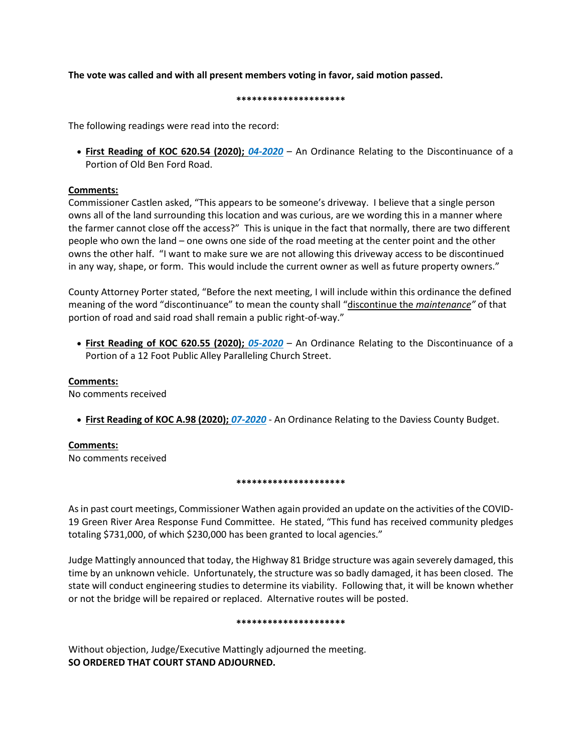**The vote was called and with all present members voting in favor, said motion passed.**

*********************

The following readings were read into the record:

- **First Reading of KOC 620.54 (2020); *04-2020*** – An Ordinance Relating to the Discontinuance of a Portion of Old Ben Ford Road.

**Comments:**
Commissioner Castlen asked, "This appears to be someone's driveway. I believe that a single person owns all of the land surrounding this location and was curious, are we wording this in a manner where the farmer cannot close off the access?" This is unique in the fact that normally, there are two different people who own the land – one owns one side of the road meeting at the center point and the other owns the other half. "I want to make sure we are not allowing this driveway access to be discontinued in any way, shape, or form. This would include the current owner as well as future property owners."

County Attorney Porter stated, "Before the next meeting, I will include within this ordinance the defined meaning of the word "discontinuance" to mean the county shall "discontinue the *maintenance*" of that portion of road and said road shall remain a public right-of-way."

- **First Reading of KOC 620.55 (2020); *05-2020*** – An Ordinance Relating to the Discontinuance of a Portion of a 12 Foot Public Alley Paralleling Church Street.

**Comments:**
No comments received

- **First Reading of KOC A.98 (2020); *07-2020*** - An Ordinance Relating to the Daviess County Budget.

**Comments:**
No comments received

*********************

As in past court meetings, Commissioner Wathen again provided an update on the activities of the COVID-19 Green River Area Response Fund Committee. He stated, "This fund has received community pledges totaling $731,000, of which $230,000 has been granted to local agencies."

Judge Mattingly announced that today, the Highway 81 Bridge structure was again severely damaged, this time by an unknown vehicle. Unfortunately, the structure was so badly damaged, it has been closed. The state will conduct engineering studies to determine its viability. Following that, it will be known whether or not the bridge will be repaired or replaced. Alternative routes will be posted.

*********************

Without objection, Judge/Executive Mattingly adjourned the meeting.
**SO ORDERED THAT COURT STAND ADJOURNED.**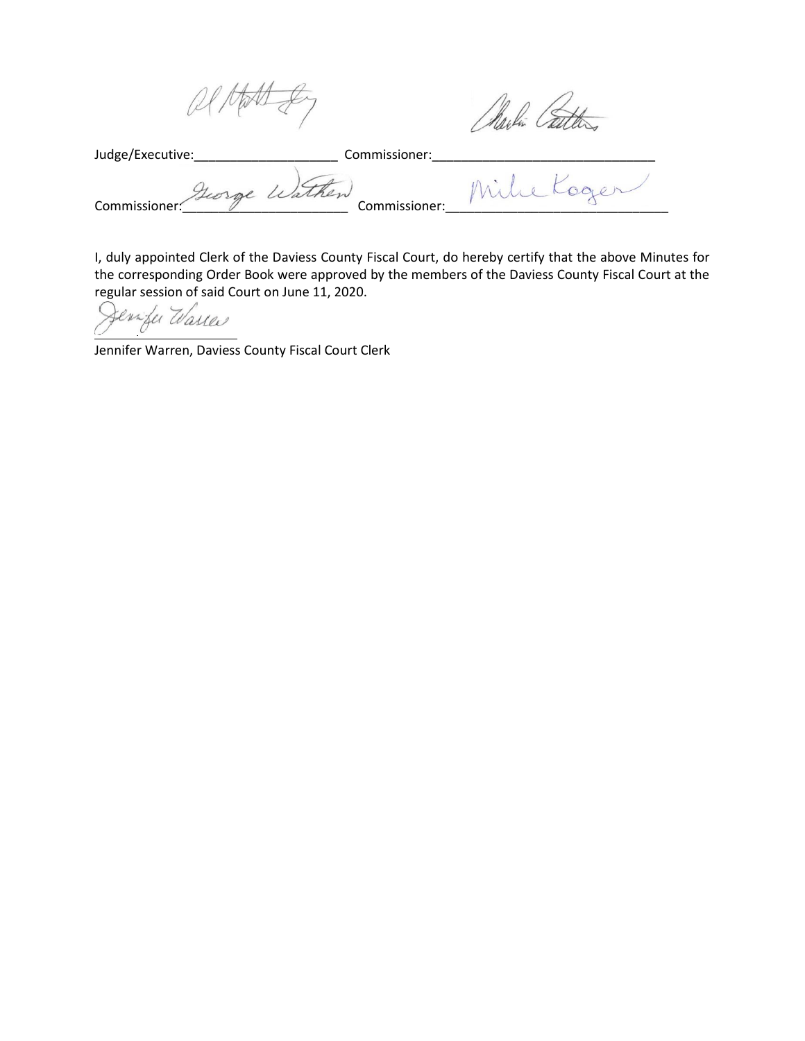Judge/Executive: ____________________ Commissioner: ______________________________

Commissioner: George Wathen ____________________ Commissioner: Mike Koger ______________________________

I, duly appointed Clerk of the Daviess County Fiscal Court, do hereby certify that the above Minutes for the corresponding Order Book were approved by the members of the Daviess County Fiscal Court at the regular session of said Court on June 11, 2020.

Jennifer Warren

Jennifer Warren, Daviess County Fiscal Court Clerk